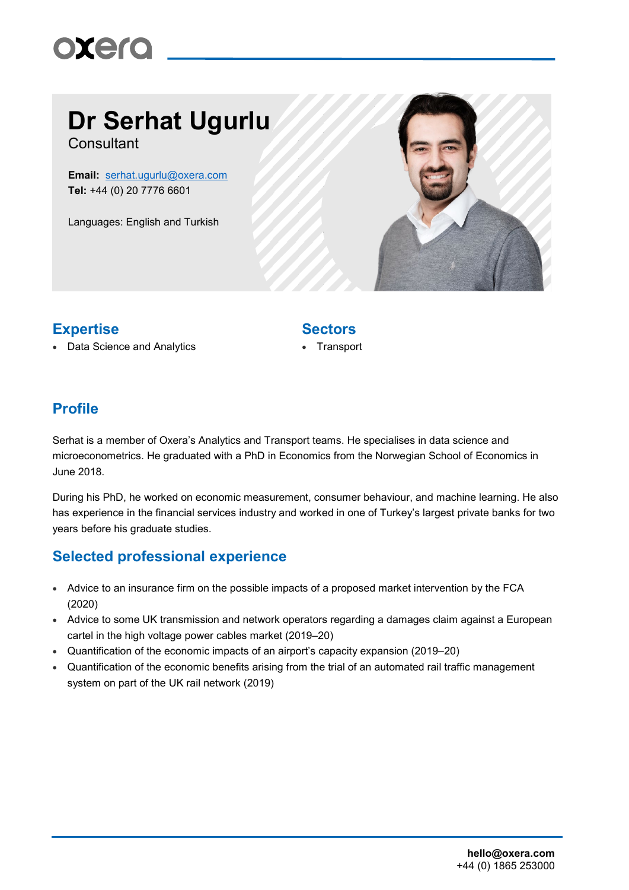# Dr Serhat Ugurlu

Consultant

**Email:** serhat.ugurlu@oxera.com
**Tel:** +44 (0) 20 7776 6601

Languages: English and Turkish

## Expertise

- Data Science and Analytics

## Sectors

- Transport

## Profile

Serhat is a member of Oxera's Analytics and Transport teams. He specialises in data science and microeconometrics. He graduated with a PhD in Economics from the Norwegian School of Economics in June 2018.

During his PhD, he worked on economic measurement, consumer behaviour, and machine learning. He also has experience in the financial services industry and worked in one of Turkey's largest private banks for two years before his graduate studies.

## Selected professional experience

- Advice to an insurance firm on the possible impacts of a proposed market intervention by the FCA (2020)
- Advice to some UK transmission and network operators regarding a damages claim against a European cartel in the high voltage power cables market (2019–20)
- Quantification of the economic impacts of an airport's capacity expansion (2019–20)
- Quantification of the economic benefits arising from the trial of an automated rail traffic management system on part of the UK rail network (2019)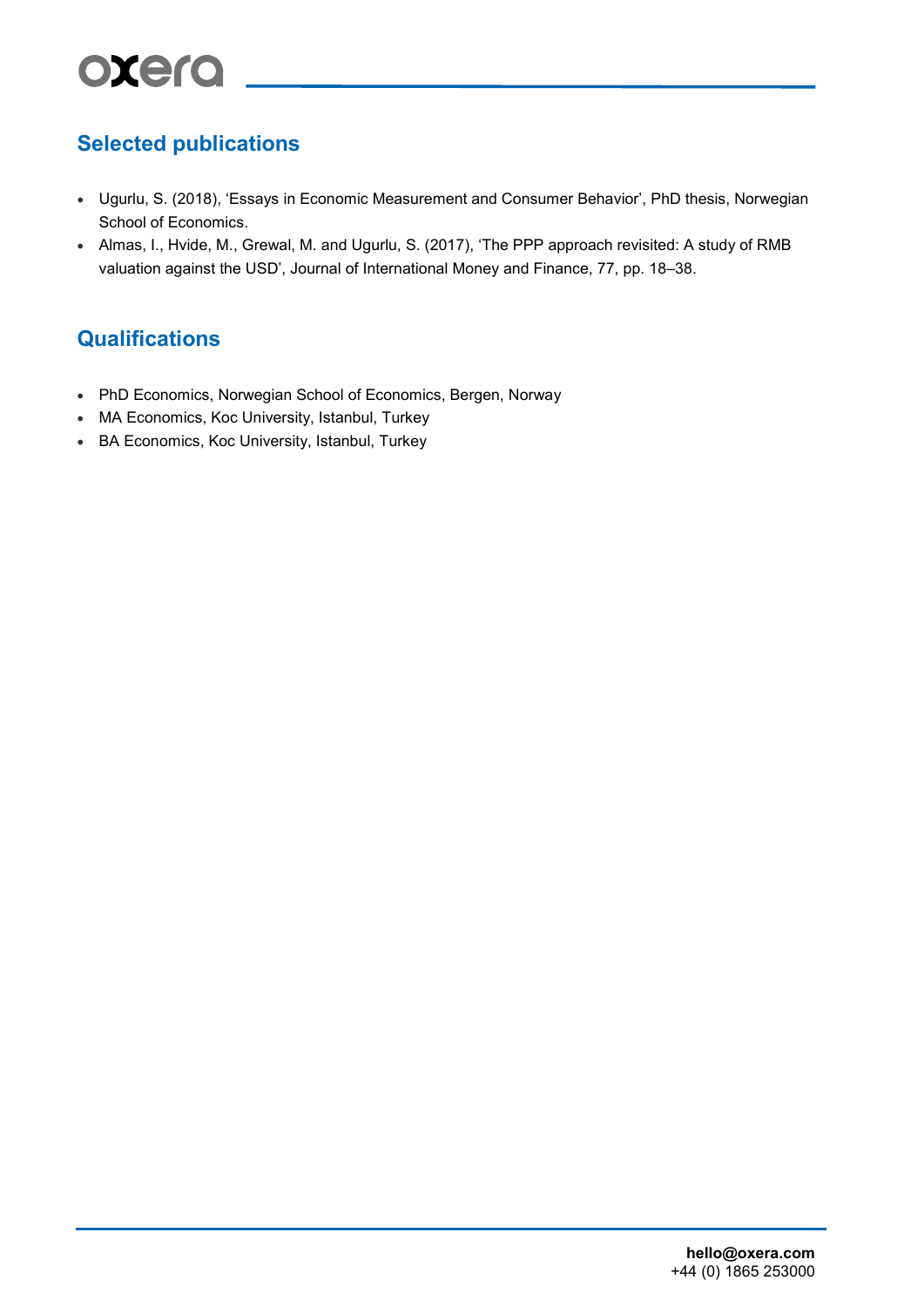## Selected publications

- Ugurlu, S. (2018), 'Essays in Economic Measurement and Consumer Behavior', PhD thesis, Norwegian School of Economics.
- Almas, I., Hvide, M., Grewal, M. and Ugurlu, S. (2017), 'The PPP approach revisited: A study of RMB valuation against the USD', Journal of International Money and Finance, 77, pp. 18–38.

## Qualifications

- PhD Economics, Norwegian School of Economics, Bergen, Norway
- MA Economics, Koc University, Istanbul, Turkey
- BA Economics, Koc University, Istanbul, Turkey